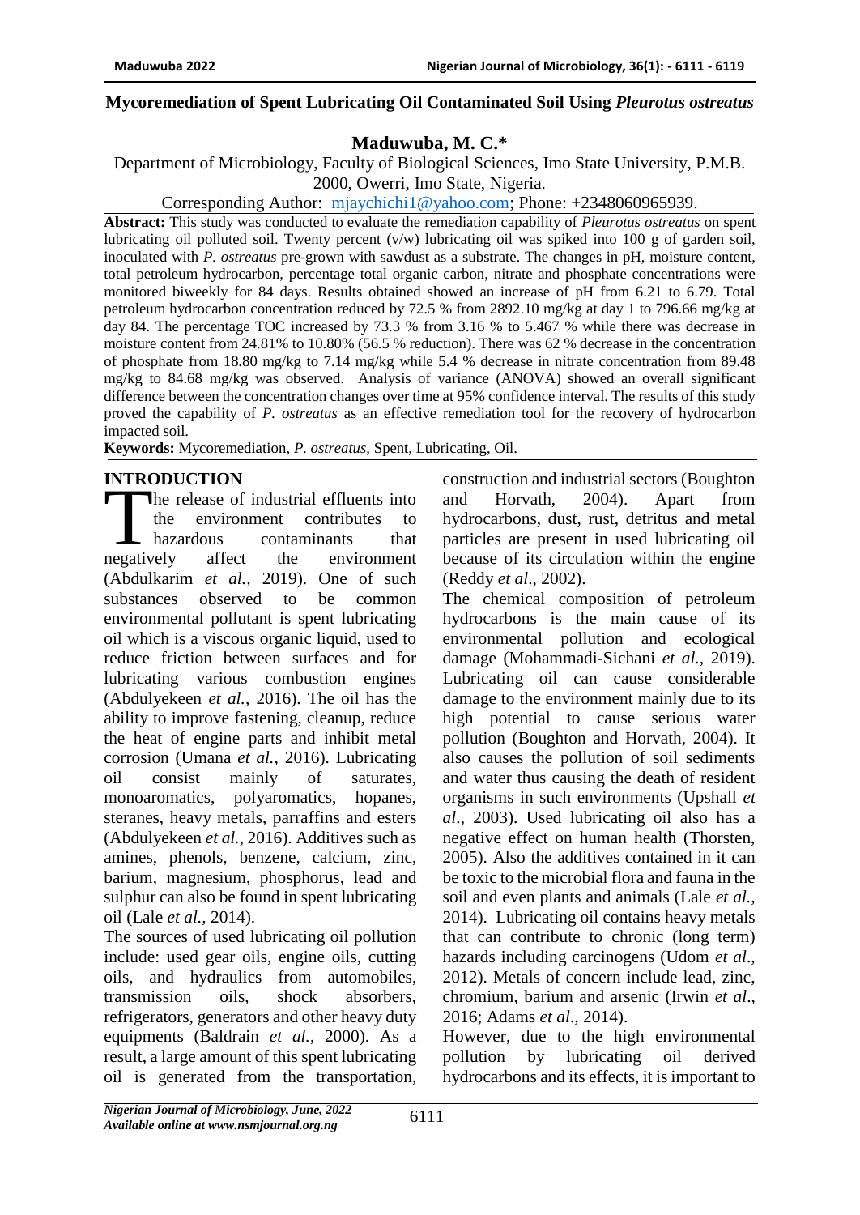# Mycoremediation of Spent Lubricating Oil Contaminated Soil Using *Pleurotus ostreatus*

**Maduwuba, M. C.***

Department of Microbiology, Faculty of Biological Sciences, Imo State University, P.M.B. 2000, Owerri, Imo State, Nigeria.

Corresponding Author: mjaychichi1@yahoo.com; Phone: +2348060965939.

**Abstract:** This study was conducted to evaluate the remediation capability of *Pleurotus ostreatus* on spent lubricating oil polluted soil. Twenty percent (v/w) lubricating oil was spiked into 100 g of garden soil, inoculated with *P. ostreatus* pre-grown with sawdust as a substrate. The changes in pH, moisture content, total petroleum hydrocarbon, percentage total organic carbon, nitrate and phosphate concentrations were monitored biweekly for 84 days. Results obtained showed an increase of pH from 6.21 to 6.79. Total petroleum hydrocarbon concentration reduced by 72.5 % from 2892.10 mg/kg at day 1 to 796.66 mg/kg at day 84. The percentage TOC increased by 73.3 % from 3.16 % to 5.467 % while there was decrease in moisture content from 24.81% to 10.80% (56.5 % reduction). There was 62 % decrease in the concentration of phosphate from 18.80 mg/kg to 7.14 mg/kg while 5.4 % decrease in nitrate concentration from 89.48 mg/kg to 84.68 mg/kg was observed. Analysis of variance (ANOVA) showed an overall significant difference between the concentration changes over time at 95% confidence interval. The results of this study proved the capability of *P. ostreatus* as an effective remediation tool for the recovery of hydrocarbon impacted soil.

**Keywords:** Mycoremediation, *P. ostreatus*, Spent, Lubricating, Oil.

## INTRODUCTION

The release of industrial effluents into the environment contributes to hazardous contaminants that negatively affect the environment (Abdulkarim *et al.,* 2019). One of such substances observed to be common environmental pollutant is spent lubricating oil which is a viscous organic liquid, used to reduce friction between surfaces and for lubricating various combustion engines (Abdulyekeen *et al.,* 2016). The oil has the ability to improve fastening, cleanup, reduce the heat of engine parts and inhibit metal corrosion (Umana *et al.,* 2016). Lubricating oil consist mainly of saturates, monoaromatics, polyaromatics, hopanes, steranes, heavy metals, parraffins and esters (Abdulyekeen *et al.,* 2016). Additives such as amines, phenols, benzene, calcium, zinc, barium, magnesium, phosphorus, lead and sulphur can also be found in spent lubricating oil (Lale *et al.,* 2014).

The sources of used lubricating oil pollution include: used gear oils, engine oils, cutting oils, and hydraulics from automobiles, transmission oils, shock absorbers, refrigerators, generators and other heavy duty equipments (Baldrain *et al.*, 2000). As a result, a large amount of this spent lubricating oil is generated from the transportation, construction and industrial sectors (Boughton and Horvath, 2004). Apart from hydrocarbons, dust, rust, detritus and metal particles are present in used lubricating oil because of its circulation within the engine (Reddy *et al*., 2002).

The chemical composition of petroleum hydrocarbons is the main cause of its environmental pollution and ecological damage (Mohammadi-Sichani *et al.,* 2019). Lubricating oil can cause considerable damage to the environment mainly due to its high potential to cause serious water pollution (Boughton and Horvath, 2004). It also causes the pollution of soil sediments and water thus causing the death of resident organisms in such environments (Upshall *et al*., 2003). Used lubricating oil also has a negative effect on human health (Thorsten, 2005). Also the additives contained in it can be toxic to the microbial flora and fauna in the soil and even plants and animals (Lale *et al.,* 2014). Lubricating oil contains heavy metals that can contribute to chronic (long term) hazards including carcinogens (Udom *et al*., 2012). Metals of concern include lead, zinc, chromium, barium and arsenic (Irwin *et al*., 2016; Adams *et al*., 2014).

However, due to the high environmental pollution by lubricating oil derived hydrocarbons and its effects, it is important to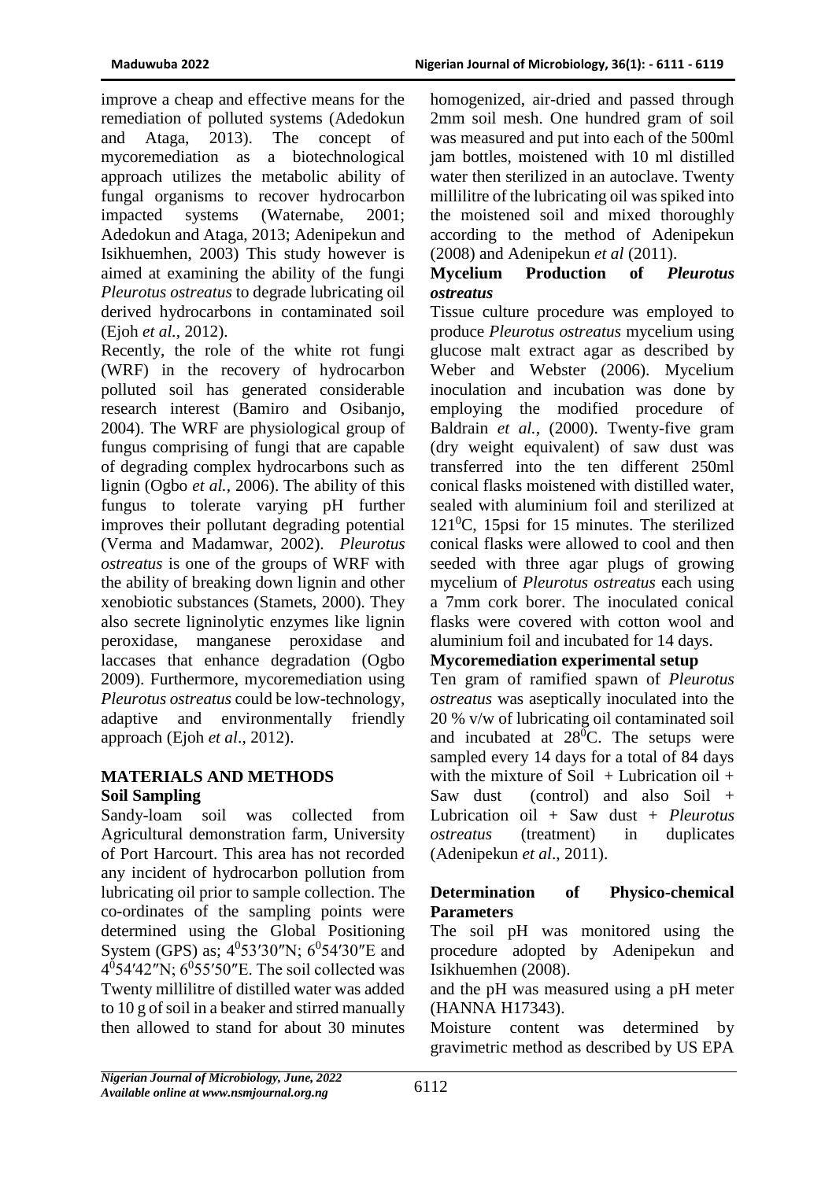improve a cheap and effective means for the remediation of polluted systems (Adedokun and Ataga, 2013). The concept of mycoremediation as a biotechnological approach utilizes the metabolic ability of fungal organisms to recover hydrocarbon impacted systems (Waternabe, 2001; Adedokun and Ataga, 2013; Adenipekun and Isikhuemhen, 2003) This study however is aimed at examining the ability of the fungi *Pleurotus ostreatus* to degrade lubricating oil derived hydrocarbons in contaminated soil (Ejoh *et al.*, 2012).

Recently, the role of the white rot fungi (WRF) in the recovery of hydrocarbon polluted soil has generated considerable research interest (Bamiro and Osibanjo, 2004). The WRF are physiological group of fungus comprising of fungi that are capable of degrading complex hydrocarbons such as lignin (Ogbo *et al.*, 2006). The ability of this fungus to tolerate varying pH further improves their pollutant degrading potential (Verma and Madamwar, 2002). *Pleurotus ostreatus* is one of the groups of WRF with the ability of breaking down lignin and other xenobiotic substances (Stamets, 2000). They also secrete ligninolytic enzymes like lignin peroxidase, manganese peroxidase and laccases that enhance degradation (Ogbo 2009). Furthermore, mycoremediation using *Pleurotus ostreatus* could be low-technology, adaptive and environmentally friendly approach (Ejoh *et al*., 2012).

## MATERIALS AND METHODS

### Soil Sampling

Sandy-loam soil was collected from Agricultural demonstration farm, University of Port Harcourt. This area has not recorded any incident of hydrocarbon pollution from lubricating oil prior to sample collection. The co-ordinates of the sampling points were determined using the Global Positioning System (GPS) as; $4^0 53'30''$N; $6^0 54'30''$E and $4^0 54'42''$N; $6^0 55'50''$E. The soil collected was homogenized, air-dried and passed through 2mm soil mesh. One hundred gram of soil was measured and put into each of the 500ml jam bottles, moistened with 10 ml distilled water then sterilized in an autoclave. Twenty millilitre of the lubricating oil was spiked into the moistened soil and mixed thoroughly according to the method of Adenipekun (2008) and Adenipekun *et al* (2011).

### Mycelium Production of *Pleurotus ostreatus*

Tissue culture procedure was employed to produce *Pleurotus ostreatus* mycelium using glucose malt extract agar as described by Weber and Webster (2006). Mycelium inoculation and incubation was done by employing the modified procedure of Baldrain *et al.,* (2000). Twenty-five gram (dry weight equivalent) of saw dust was transferred into the ten different 250ml conical flasks moistened with distilled water, sealed with aluminium foil and sterilized at $121^0$C, 15psi for 15 minutes. The sterilized conical flasks were allowed to cool and then seeded with three agar plugs of growing mycelium of *Pleurotus ostreatus* each using a 7mm cork borer. The inoculated conical flasks were covered with cotton wool and aluminium foil and incubated for 14 days.

### Mycoremediation experimental setup

Ten gram of ramified spawn of *Pleurotus ostreatus* was aseptically inoculated into the 20 % v/w of lubricating oil contaminated soil and incubated at $28^0$C. The setups were sampled every 14 days for a total of 84 days with the mixture of Soil + Lubrication oil + Saw dust (control) and also Soil + Lubrication oil + Saw dust + *Pleurotus ostreatus* (treatment) in duplicates (Adenipekun *et al*., 2011).

### Determination of Physico-chemical Parameters

The soil pH was monitored using the procedure adopted by Adenipekun and Isikhuemhen (2008).

Twenty millilitre of distilled water was added to 10 g of soil in a beaker and stirred manually then allowed to stand for about 30 minutes and the pH was measured using a pH meter (HANNA H17343).

Moisture content was determined by gravimetric method as described by US EPA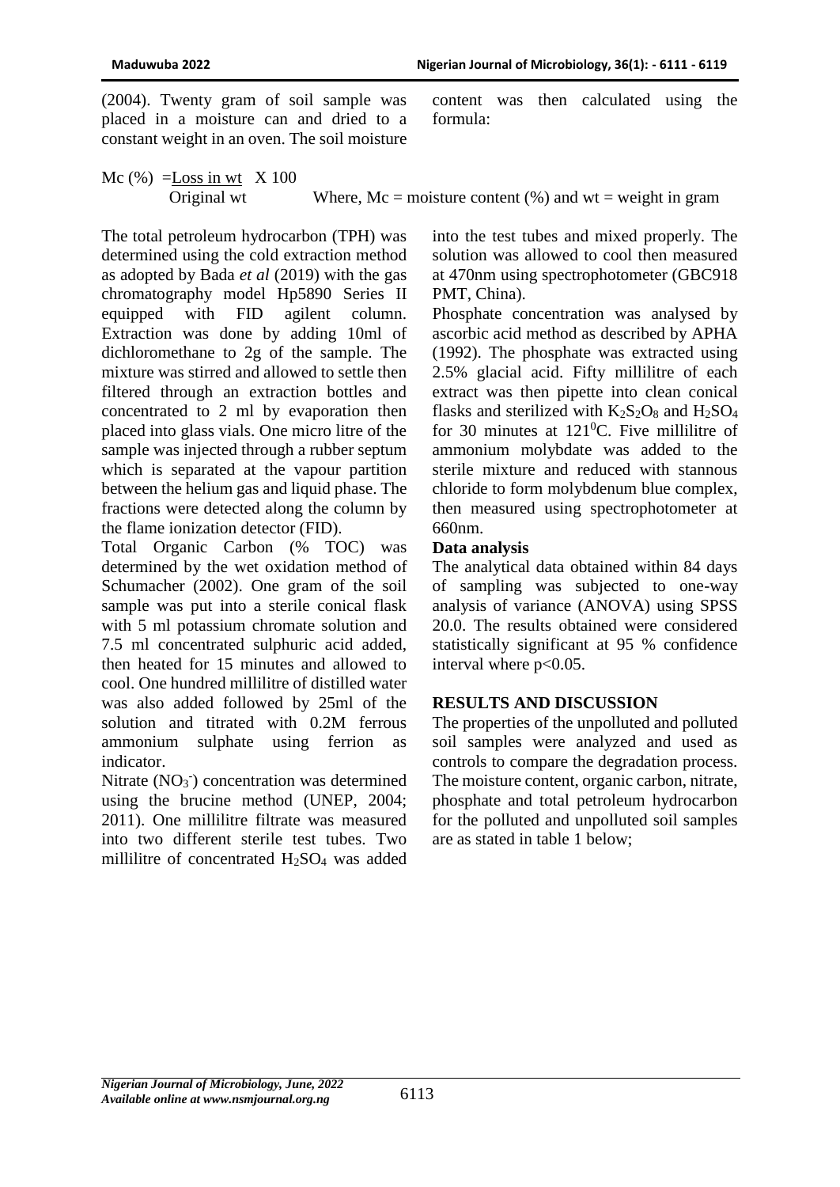(2004). Twenty gram of soil sample was placed in a moisture can and dried to a constant weight in an oven. The soil moisture content was then calculated using the formula:

$$Mc\ (\%) = \frac{\text{Loss in wt}}{\text{Original wt}} \times 100$$

Where, Mc = moisture content (%) and wt = weight in gram

The total petroleum hydrocarbon (TPH) was determined using the cold extraction method as adopted by Bada *et al* (2019) with the gas chromatography model Hp5890 Series II equipped with FID agilent column. Extraction was done by adding 10ml of dichloromethane to 2g of the sample. The mixture was stirred and allowed to settle then filtered through an extraction bottles and concentrated to 2 ml by evaporation then placed into glass vials. One micro litre of the sample was injected through a rubber septum which is separated at the vapour partition between the helium gas and liquid phase. The fractions were detected along the column by the flame ionization detector (FID).

Total Organic Carbon (% TOC) was determined by the wet oxidation method of Schumacher (2002). One gram of the soil sample was put into a sterile conical flask with 5 ml potassium chromate solution and 7.5 ml concentrated sulphuric acid added, then heated for 15 minutes and allowed to cool. One hundred millilitre of distilled water was also added followed by 25ml of the solution and titrated with 0.2M ferrous ammonium sulphate using ferrion as indicator.

Nitrate ($NO_3^-$) concentration was determined using the brucine method (UNEP, 2004; 2011). One millilitre filtrate was measured into two different sterile test tubes. Two millilitre of concentrated $H_2SO_4$ was added into the test tubes and mixed properly. The solution was allowed to cool then measured at 470nm using spectrophotometer (GBC918 PMT, China).

Phosphate concentration was analysed by ascorbic acid method as described by APHA (1992). The phosphate was extracted using 2.5% glacial acid. Fifty millilitre of each extract was then pipette into clean conical flasks and sterilized with $K_2S_2O_8$ and $H_2SO_4$ for 30 minutes at $121^0$C. Five millilitre of ammonium molybdate was added to the sterile mixture and reduced with stannous chloride to form molybdenum blue complex, then measured using spectrophotometer at 660nm.

**Data analysis**

The analytical data obtained within 84 days of sampling was subjected to one-way analysis of variance (ANOVA) using SPSS 20.0. The results obtained were considered statistically significant at 95 % confidence interval where $p<0.05$.

## RESULTS AND DISCUSSION

The properties of the unpolluted and polluted soil samples were analyzed and used as controls to compare the degradation process. The moisture content, organic carbon, nitrate, phosphate and total petroleum hydrocarbon for the polluted and unpolluted soil samples are as stated in table 1 below;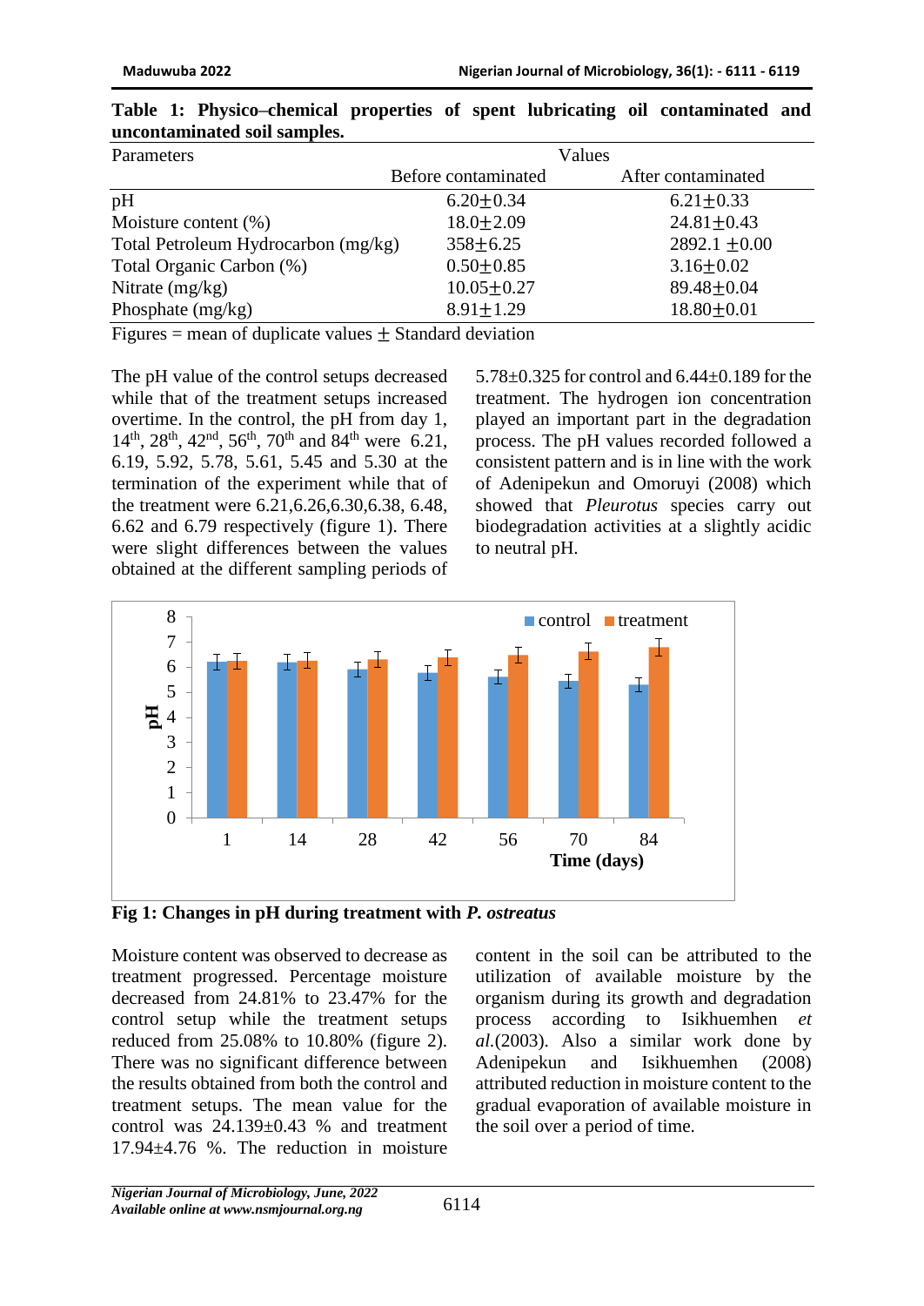**Table 1: Physico–chemical properties of spent lubricating oil contaminated and uncontaminated soil samples.**

| Parameters | Values | |
|---|---|---|
| | Before contaminated | After contaminated |
| pH | 6.20±0.34 | 6.21±0.33 |
| Moisture content (%) | 18.0±2.09 | 24.81±0.43 |
| Total Petroleum Hydrocarbon (mg/kg) | 358±6.25 | 2892.1 ±0.00 |
| Total Organic Carbon (%) | 0.50±0.85 | 3.16±0.02 |
| Nitrate (mg/kg) | 10.05±0.27 | 89.48±0.04 |
| Phosphate (mg/kg) | 8.91±1.29 | 18.80±0.01 |

Figures = mean of duplicate values ± Standard deviation

The pH value of the control setups decreased while that of the treatment setups increased overtime. In the control, the pH from day 1, 14th, 28th, 42nd, 56th, 70th and 84th were 6.21, 6.19, 5.92, 5.78, 5.61, 5.45 and 5.30 at the termination of the experiment while that of the treatment were 6.21,6.26,6.30,6.38, 6.48, 6.62 and 6.79 respectively (figure 1). There were slight differences between the values obtained at the different sampling periods of 5.78±0.325 for control and 6.44±0.189 for the treatment. The hydrogen ion concentration played an important part in the degradation process. The pH values recorded followed a consistent pattern and is in line with the work of Adenipekun and Omoruyi (2008) which showed that *Pleurotus* species carry out biodegradation activities at a slightly acidic to neutral pH.

**Fig 1: Changes in pH during treatment with *P. ostreatus***

Moisture content was observed to decrease as treatment progressed. Percentage moisture decreased from 24.81% to 23.47% for the control setup while the treatment setups reduced from 25.08% to 10.80% (figure 2). There was no significant difference between the results obtained from both the control and treatment setups. The mean value for the control was 24.139±0.43 % and treatment 17.94±4.76 %. The reduction in moisture content in the soil can be attributed to the utilization of available moisture by the organism during its growth and degradation process according to Isikhuemhen *et al.*(2003). Also a similar work done by Adenipekun and Isikhuemhen (2008) attributed reduction in moisture content to the gradual evaporation of available moisture in the soil over a period of time.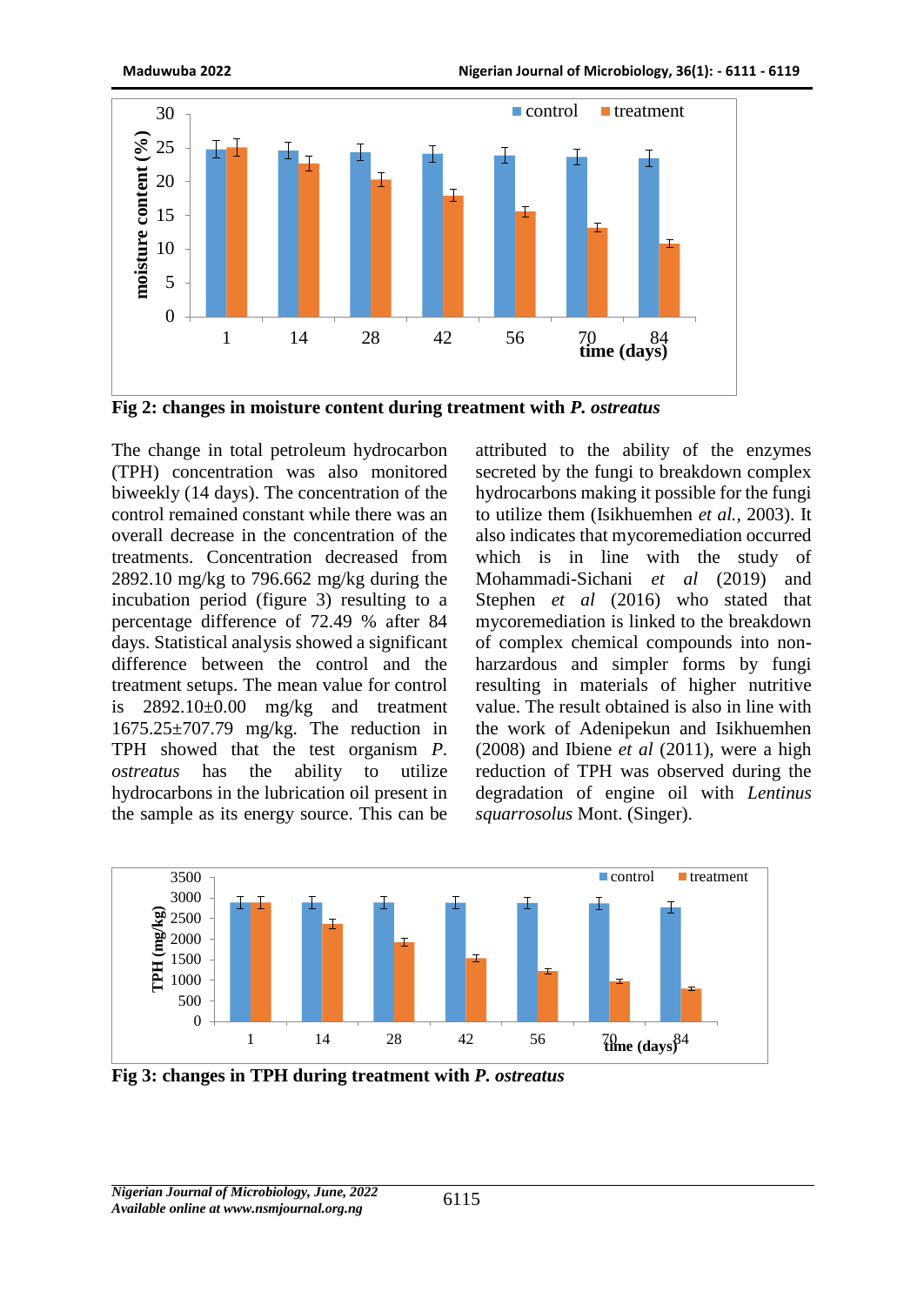Fig 2: **changes in moisture content during treatment with *P. ostreatus***

The change in total petroleum hydrocarbon (TPH) concentration was also monitored biweekly (14 days). The concentration of the control remained constant while there was an overall decrease in the concentration of the treatments. Concentration decreased from 2892.10 mg/kg to 796.662 mg/kg during the incubation period (figure 3) resulting to a percentage difference of 72.49 % after 84 days. Statistical analysis showed a significant difference between the control and the treatment setups. The mean value for control is 2892.10±0.00 mg/kg and treatment 1675.25±707.79 mg/kg. The reduction in TPH showed that the test organism *P. ostreatus* has the ability to utilize hydrocarbons in the lubrication oil present in the sample as its energy source. This can be attributed to the ability of the enzymes secreted by the fungi to breakdown complex hydrocarbons making it possible for the fungi to utilize them (Isikhuemhen *et al.,* 2003). It also indicates that mycoremediation occurred which is in line with the study of Mohammadi-Sichani *et al* (2019) and Stephen *et al* (2016) who stated that mycoremediation is linked to the breakdown of complex chemical compounds into non-harzardous and simpler forms by fungi resulting in materials of higher nutritive value. The result obtained is also in line with the work of Adenipekun and Isikhuemhen (2008) and Ibiene *et al* (2011), were a high reduction of TPH was observed during the degradation of engine oil with *Lentinus squarrosolus* Mont. (Singer).

**Fig 3: changes in TPH during treatment with *P. ostreatus***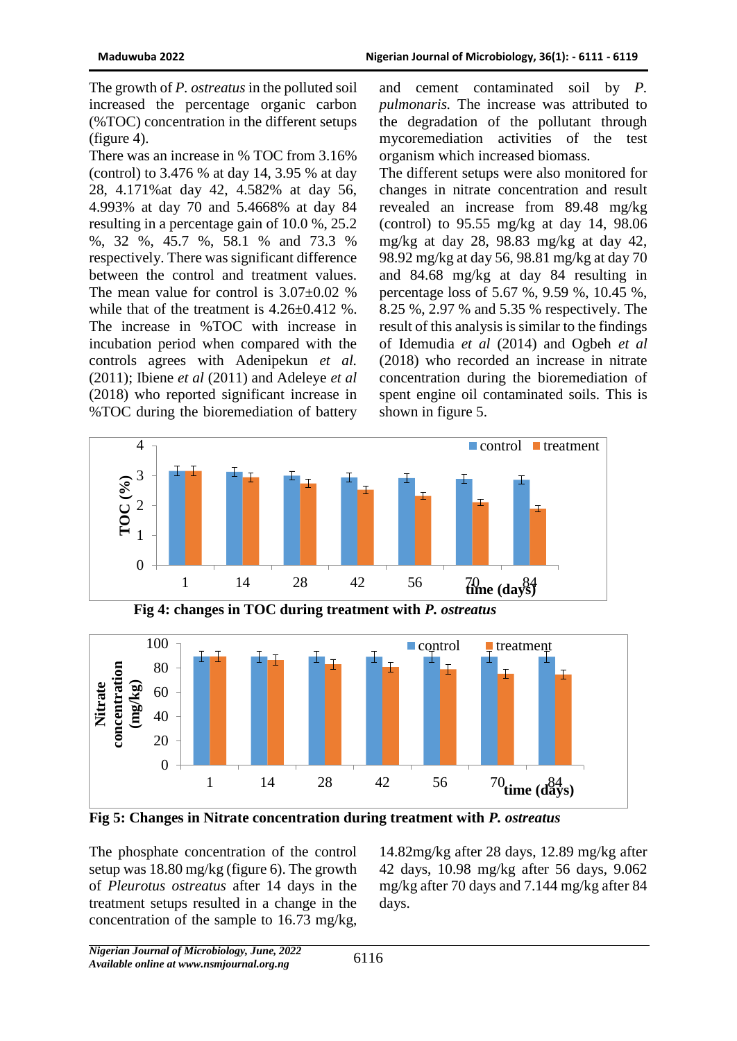The growth of *P. ostreatus* in the polluted soil increased the percentage organic carbon (%TOC) concentration in the different setups (figure 4).

There was an increase in % TOC from 3.16% (control) to 3.476 % at day 14, 3.95 % at day 28, 4.171%at day 42, 4.582% at day 56, 4.993% at day 70 and 5.4668% at day 84 resulting in a percentage gain of 10.0 %, 25.2 %, 32 %, 45.7 %, 58.1 % and 73.3 % respectively. There was significant difference between the control and treatment values. The mean value for control is 3.07±0.02 % while that of the treatment is 4.26±0.412 %. The increase in %TOC with increase in incubation period when compared with the controls agrees with Adenipekun *et al.* (2011); Ibiene *et al* (2011) and Adeleye *et al* (2018) who reported significant increase in %TOC during the bioremediation of battery and cement contaminated soil by *P. pulmonaris.* The increase was attributed to the degradation of the pollutant through mycoremediation activities of the test organism which increased biomass.

The different setups were also monitored for changes in nitrate concentration and result revealed an increase from 89.48 mg/kg (control) to 95.55 mg/kg at day 14, 98.06 mg/kg at day 28, 98.83 mg/kg at day 42, 98.92 mg/kg at day 56, 98.81 mg/kg at day 70 and 84.68 mg/kg at day 84 resulting in percentage loss of 5.67 %, 9.59 %, 10.45 %, 8.25 %, 2.97 % and 5.35 % respectively. The result of this analysis is similar to the findings of Idemudia *et al* (2014) and Ogbeh *et al* (2018) who recorded an increase in nitrate concentration during the bioremediation of spent engine oil contaminated soils. This is shown in figure 5.

**Fig 4: changes in TOC during treatment with *P. ostreatus***

**Fig 5: Changes in Nitrate concentration during treatment with *P. ostreatus***

The phosphate concentration of the control setup was 18.80 mg/kg (figure 6). The growth of *Pleurotus ostreatus* after 14 days in the treatment setups resulted in a change in the concentration of the sample to 16.73 mg/kg, 14.82mg/kg after 28 days, 12.89 mg/kg after 42 days, 10.98 mg/kg after 56 days, 9.062 mg/kg after 70 days and 7.144 mg/kg after 84 days.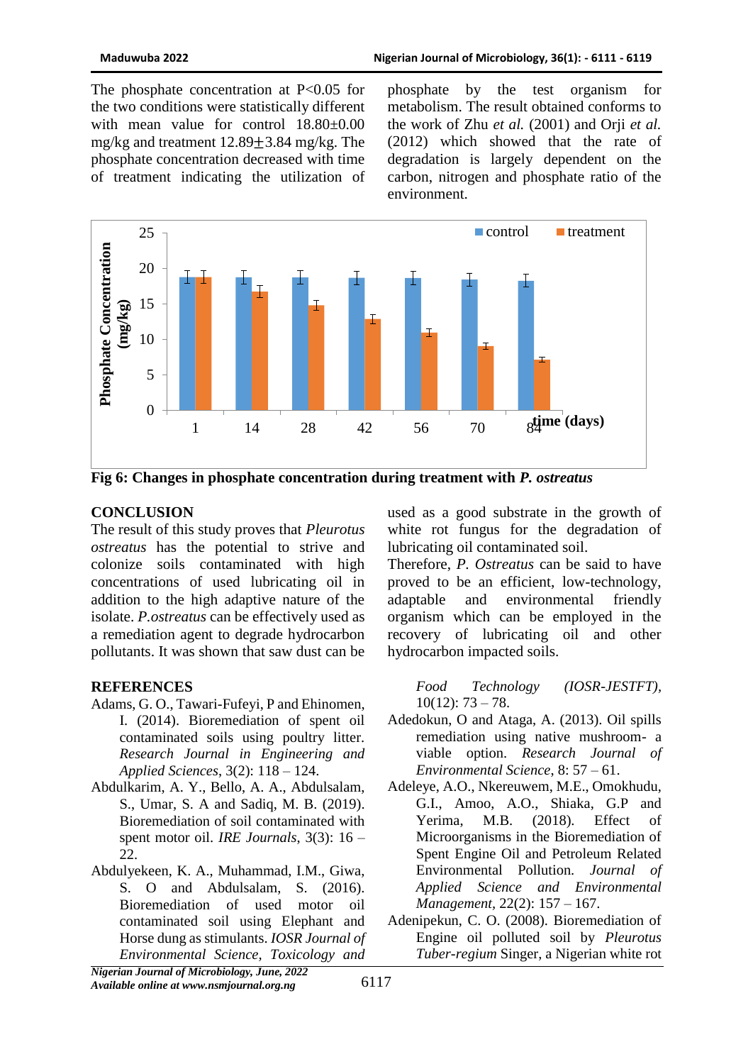The phosphate concentration at $P<0.05$ for the two conditions were statistically different with mean value for control $18.80 \pm 0.00$ mg/kg and treatment $12.89 \pm 3.84$ mg/kg. The phosphate concentration decreased with time of treatment indicating the utilization of phosphate by the test organism for metabolism. The result obtained conforms to the work of Zhu *et al.* (2001) and Orji *et al.* (2012) which showed that the rate of degradation is largely dependent on the carbon, nitrogen and phosphate ratio of the environment.

**Fig 6: Changes in phosphate concentration during treatment with *P. ostreatus***

## CONCLUSION

The result of this study proves that *Pleurotus ostreatus* has the potential to strive and colonize soils contaminated with high concentrations of used lubricating oil in addition to the high adaptive nature of the isolate. *P.ostreatus* can be effectively used as a remediation agent to degrade hydrocarbon pollutants. It was shown that saw dust can be used as a good substrate in the growth of white rot fungus for the degradation of lubricating oil contaminated soil.

Therefore, *P. Ostreatus* can be said to have proved to be an efficient, low-technology, adaptable and environmental friendly organism which can be employed in the recovery of lubricating oil and other hydrocarbon impacted soils.

## REFERENCES

Adams, G. O., Tawari-Fufeyi, P and Ehinomen, I. (2014). Bioremediation of spent oil contaminated soils using poultry litter. *Research Journal in Engineering and Applied Sciences*, 3(2): 118 – 124.

Abdulkarim, A. Y., Bello, A. A., Abdulsalam, S., Umar, S. A and Sadiq, M. B. (2019). Bioremediation of soil contaminated with spent motor oil. *IRE Journals*, 3(3): 16 – 22.

Abdulyekeen, K. A., Muhammad, I.M., Giwa, S. O and Abdulsalam, S. (2016). Bioremediation of used motor oil contaminated soil using Elephant and Horse dung as stimulants. *IOSR Journal of Environmental Science, Toxicology and Food Technology (IOSR-JESTFT)*, 10(12): 73 – 78.

Adedokun, O and Ataga, A. (2013). Oil spills remediation using native mushroom- a viable option. *Research Journal of Environmental Science*, 8: 57 – 61.

Adeleye, A.O., Nkereuwem, M.E., Omokhudu, G.I., Amoo, A.O., Shiaka, G.P and Yerima, M.B. (2018). Effect of Microorganisms in the Bioremediation of Spent Engine Oil and Petroleum Related Environmental Pollution. *Journal of Applied Science and Environmental Management*, 22(2): 157 – 167.

Adenipekun, C. O. (2008). Bioremediation of Engine oil polluted soil by *Pleurotus Tuber-regium* Singer, a Nigerian white rot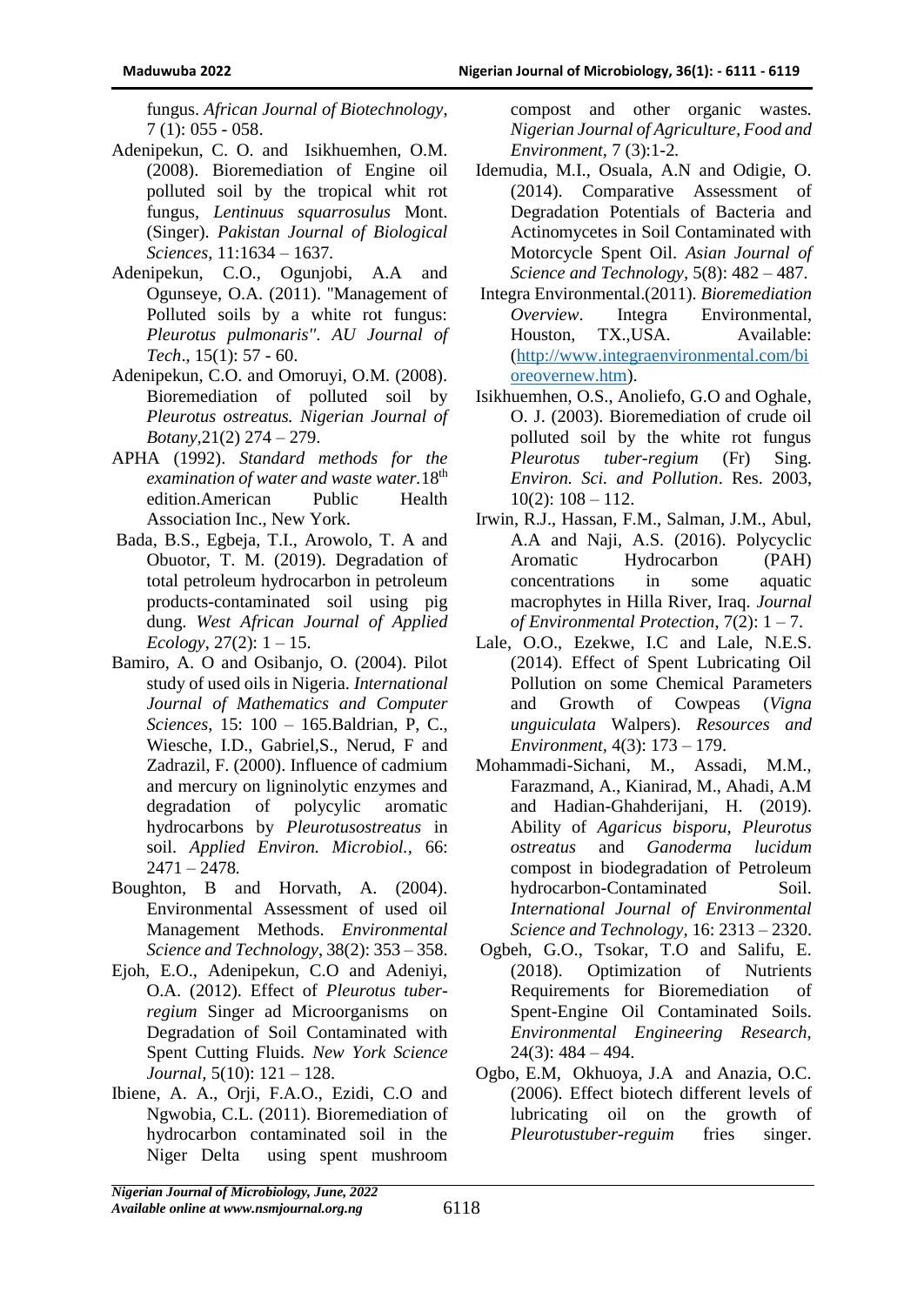fungus. *African Journal of Biotechnology*, 7 (1): 055 - 058.

Adenipekun, C. O. and Isikhuemhen, O.M. (2008). Bioremediation of Engine oil polluted soil by the tropical whit rot fungus, *Lentinuus squarrosulus* Mont. (Singer). *Pakistan Journal of Biological Sciences*, 11:1634 – 1637.

Adenipekun, C.O., Ogunjobi, A.A and Ogunseye, O.A. (2011). "Management of Polluted soils by a white rot fungus: *Pleurotus pulmonaris*". *AU Journal of Tech*., 15(1): 57 - 60.

Adenipekun, C.O. and Omoruyi, O.M. (2008). Bioremediation of polluted soil by *Pleurotus ostreatus. Nigerian Journal of Botany,*21(2) 274 – 279.

APHA (1992). *Standard methods for the examination of water and waste water.*18th edition.American Public Health Association Inc., New York.

Bada, B.S., Egbeja, T.I., Arowolo, T. A and Obuotor, T. M. (2019). Degradation of total petroleum hydrocarbon in petroleum products-contaminated soil using pig dung. *West African Journal of Applied Ecology*, 27(2): 1 – 15.

Bamiro, A. O and Osibanjo, O. (2004). Pilot study of used oils in Nigeria. *International Journal of Mathematics and Computer Sciences*, 15: 100 – 165.Baldrian, P, C., Wiesche, I.D., Gabriel,S., Nerud, F and Zadrazil, F. (2000). Influence of cadmium and mercury on ligninolytic enzymes and degradation of polycylic aromatic hydrocarbons by *Pleurotusostreatus* in soil. *Applied Environ. Microbiol.,* 66: 2471 – 2478*.*

Boughton, B and Horvath, A. (2004). Environmental Assessment of used oil Management Methods. *Environmental Science and Technology*, 38(2): 353 – 358.

Ejoh, E.O., Adenipekun, C.O and Adeniyi, O.A. (2012). Effect of *Pleurotus tuber-regium* Singer ad Microorganisms on Degradation of Soil Contaminated with Spent Cutting Fluids. *New York Science Journal*, 5(10): 121 – 128.

Ibiene, A. A., Orji, F.A.O., Ezidi, C.O and Ngwobia, C.L. (2011). Bioremediation of hydrocarbon contaminated soil in the Niger Delta using spent mushroom compost and other organic wastes*. Nigerian Journal of Agriculture, Food and Environment*, 7 (3):1-2.

Idemudia, M.I., Osuala, A.N and Odigie, O. (2014). Comparative Assessment of Degradation Potentials of Bacteria and Actinomycetes in Soil Contaminated with Motorcycle Spent Oil. *Asian Journal of Science and Technology*, 5(8): 482 – 487.

Integra Environmental.(2011). *Bioremediation Overview*. Integra Environmental, Houston, TX.,USA. Available: (http://www.integraenvironmental.com/bioreovernew.htm).

Isikhuemhen, O.S., Anoliefo, G.O and Oghale, O. J. (2003). Bioremediation of crude oil polluted soil by the white rot fungus *Pleurotus tuber-regium* (Fr) Sing. *Environ. Sci. and Pollution*. Res. 2003, 10(2): 108 – 112.

Irwin, R.J., Hassan, F.M., Salman, J.M., Abul, A.A and Naji, A.S. (2016). Polycyclic Aromatic Hydrocarbon (PAH) concentrations in some aquatic macrophytes in Hilla River, Iraq. *Journal of Environmental Protection*, 7(2): 1 – 7.

Lale, O.O., Ezekwe, I.C and Lale, N.E.S. (2014). Effect of Spent Lubricating Oil Pollution on some Chemical Parameters and Growth of Cowpeas (*Vigna unguiculata* Walpers). *Resources and Environment,* 4(3): 173 – 179.

Mohammadi-Sichani, M., Assadi, M.M., Farazmand, A., Kianirad, M., Ahadi, A.M and Hadian-Ghahderijani, H. (2019). Ability of *Agaricus bisporu, Pleurotus ostreatus* and *Ganoderma lucidum* compost in biodegradation of Petroleum hydrocarbon-Contaminated Soil. *International Journal of Environmental Science and Technology*, 16: 2313 – 2320.

Ogbeh, G.O., Tsokar, T.O and Salifu, E. (2018). Optimization of Nutrients Requirements for Bioremediation of Spent-Engine Oil Contaminated Soils. *Environmental Engineering Research,* 24(3): 484 – 494.

Ogbo, E.M, Okhuoya, J.A and Anazia, O.C. (2006). Effect biotech different levels of lubricating oil on the growth of *Pleurotustuber-reguim* fries singer.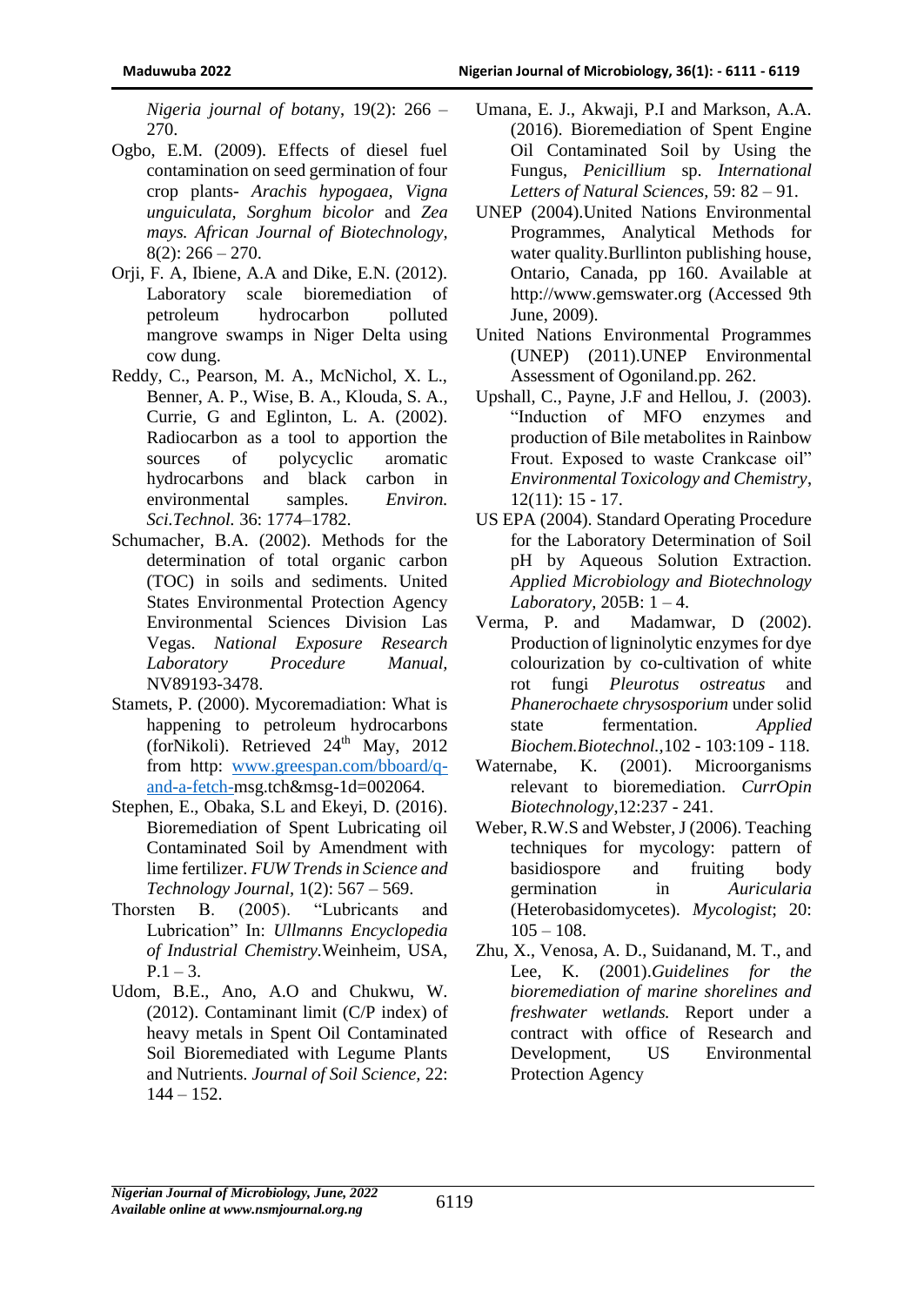*Nigeria journal of botan*y, 19(2): 266 – 270.

Ogbo, E.M. (2009). Effects of diesel fuel contamination on seed germination of four crop plants- *Arachis hypogaea, Vigna unguiculata, Sorghum bicolor* and *Zea mays. African Journal of Biotechnology,* 8(2): 266 – 270.

Orji, F. A, Ibiene, A.A and Dike, E.N. (2012). Laboratory scale bioremediation of petroleum hydrocarbon polluted mangrove swamps in Niger Delta using cow dung.

Reddy, C., Pearson, M. A., McNichol, X. L., Benner, A. P., Wise, B. A., Klouda, S. A., Currie, G and Eglinton, L. A. (2002). Radiocarbon as a tool to apportion the sources of polycyclic aromatic hydrocarbons and black carbon in environmental samples. *Environ. Sci.Technol.* 36: 1774–1782.

Schumacher, B.A. (2002). Methods for the determination of total organic carbon (TOC) in soils and sediments. United States Environmental Protection Agency Environmental Sciences Division Las Vegas. *National Exposure Research Laboratory Procedure Manual*, NV89193-3478.

Stamets, P. (2000). Mycoremadiation: What is happening to petroleum hydrocarbons (forNikoli). Retrieved 24th May, 2012 from http: www.greespan.com/bboard/q-and-a-fetch-msg.tch&msg-1d=002064.

Stephen, E., Obaka, S.L and Ekeyi, D. (2016). Bioremediation of Spent Lubricating oil Contaminated Soil by Amendment with lime fertilizer. *FUW Trends in Science and Technology Journal,* 1(2): 567 – 569.

Thorsten B. (2005). "Lubricants and Lubrication" In: *Ullmanns Encyclopedia of Industrial Chemistry.*Weinheim, USA, P.1 – 3.

Udom, B.E., Ano, A.O and Chukwu, W. (2012). Contaminant limit (C/P index) of heavy metals in Spent Oil Contaminated Soil Bioremediated with Legume Plants and Nutrients. *Journal of Soil Science,* 22: 144 – 152.

Umana, E. J., Akwaji, P.I and Markson, A.A. (2016). Bioremediation of Spent Engine Oil Contaminated Soil by Using the Fungus, *Penicillium* sp. *International Letters of Natural Sciences,* 59: 82 – 91.

UNEP (2004).United Nations Environmental Programmes, Analytical Methods for water quality.Burllinton publishing house, Ontario, Canada, pp 160. Available at http://www.gemswater.org (Accessed 9th June, 2009).

United Nations Environmental Programmes (UNEP) (2011).UNEP Environmental Assessment of Ogoniland.pp. 262.

Upshall, C., Payne, J.F and Hellou, J. (2003). "Induction of MFO enzymes and production of Bile metabolites in Rainbow Frout. Exposed to waste Crankcase oil" *Environmental Toxicology and Chemistry*, 12(11): 15 - 17.

US EPA (2004). Standard Operating Procedure for the Laboratory Determination of Soil pH by Aqueous Solution Extraction. *Applied Microbiology and Biotechnology Laboratory,* 205B: 1 – 4.

Verma, P. and Madamwar, D (2002). Production of ligninolytic enzymes for dye colourization by co-cultivation of white rot fungi *Pleurotus ostreatus* and *Phanerochaete chrysosporium* under solid state fermentation. *Applied Biochem.Biotechnol.,*102 - 103:109 - 118.

Waternabe, K. (2001). Microorganisms relevant to bioremediation. *CurrOpin Biotechnology*,12:237 - 241.

Weber, R.W.S and Webster, J (2006). Teaching techniques for mycology: pattern of basidiospore and fruiting body germination in *Auricularia* (Heterobasidomycetes). *Mycologist*; 20: 105 – 108.

Zhu, X., Venosa, A. D., Suidanand, M. T., and Lee, K. (2001).*Guidelines for the bioremediation of marine shorelines and freshwater wetlands.* Report under a contract with office of Research and Development, US Environmental Protection Agency